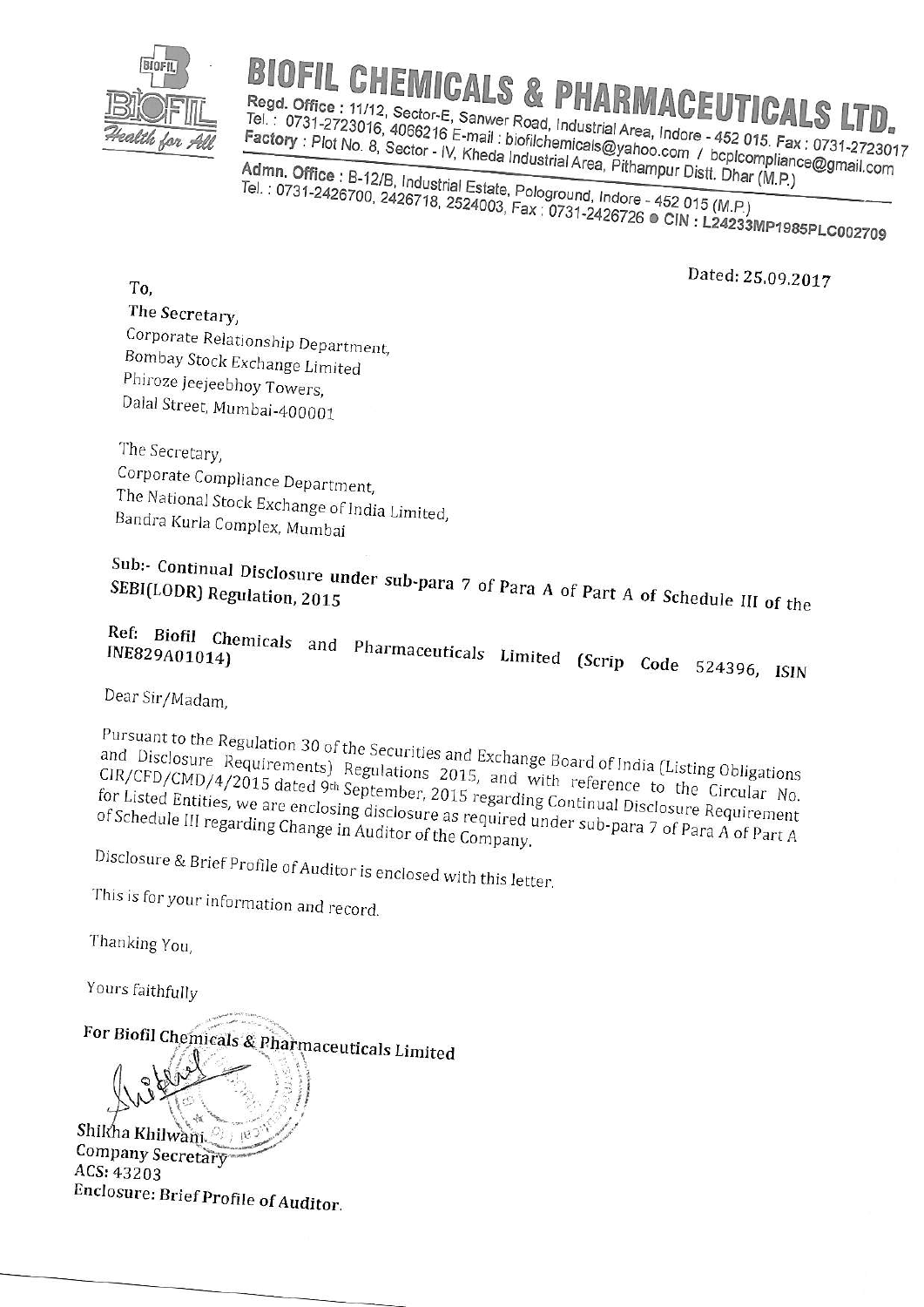# BIOFIL CHEMICALS & PHARMACEUTICALS LTD.

**Regd. Office :** 11/12, Sector-E, Sanwer Road, Industrial Area, Indore - 452 015. Fax : 0731-2723017
Tel. : 0731-2723016, 4066216 E-mail : biofilchemicals@yahoo.com / bcplcompliance@gmail.com
**Factory :** Plot No. 8, Sector - IV, Kheda Industrial Area, Pithampur Distt. Dhar (M.P.)
**Admn. Office :** B-12/B, Industrial Estate, Pologround, Indore - 452 015 (M.P.)
Tel. : 0731-2426700, 2426718, 2524003, Fax : 0731-2426726 ● CIN : L24233MP1985PLC002709

Dated: 25.09.2017

To,
The Secretary,
Corporate Relationship Department,
Bombay Stock Exchange Limited
Phiroze jeejeebhoy Towers,
Dalal Street, Mumbai-400001

The Secretary,
Corporate Compliance Department,
The National Stock Exchange of India Limited,
Bandra Kurla Complex, Mumbai

**Sub:- Continual Disclosure under sub-para 7 of Para A of Part A of Schedule III of the SEBI(LODR) Regulation, 2015**

**Ref: Biofil Chemicals and Pharmaceuticals Limited (Scrip Code 524396, ISIN INE829A01014)**

Dear Sir/Madam,

Pursuant to the Regulation 30 of the Securities and Exchange Board of India (Listing Obligations and Disclosure Requirements) Regulations 2015, and with reference to the Circular No. CIR/CFD/CMD/4/2015 dated 9th September, 2015 regarding Continual Disclosure Requirement for Listed Entities, we are enclosing disclosure as required under sub-para 7 of Para A of Part A of Schedule III regarding Change in Auditor of the Company.

Disclosure & Brief Profile of Auditor is enclosed with this letter.

This is for your information and record.

Thanking You,

Yours faithfully

**For Biofil Chemicals & Pharmaceuticals Limited**

Shikha Khilwani
Company Secretary
ACS: 43203
**Enclosure: Brief Profile of Auditor.**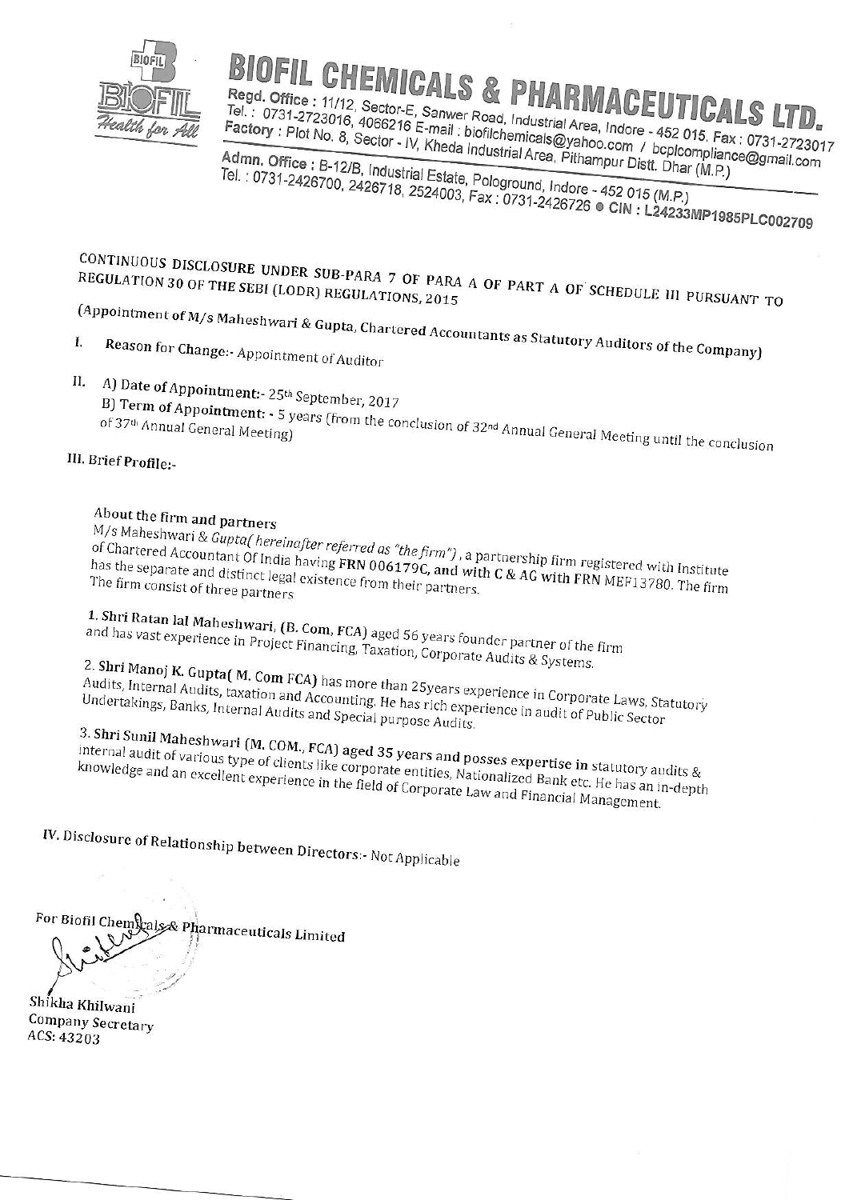# BIOFIL CHEMICALS & PHARMACEUTICALS LTD.

Regd. Office : 11/12, Sector-E, Sanwer Road, Industrial Area, Indore - 452 015. Fax : 0731-2723017
Tel. : 0731-2723016, 4066216 E-mail : biofilchemicals@yahoo.com / bcplcompliance@gmail.com
Factory : Plot No. 8, Sector - IV, Kheda Industrial Area, Pithampur Distt. Dhar (M.P.)
Admn. Office : B-12/B, Industrial Estate, Pologround, Indore - 452 015 (M.P.)
Tel. : 0731-2426700, 2426718, 2524003, Fax : 0731-2426726 ● CIN : L24233MP1985PLC002709

CONTINUOUS DISCLOSURE UNDER SUB-PARA 7 OF PARA A OF PART A OF SCHEDULE III PURSUANT TO REGULATION 30 OF THE SEBI (LODR) REGULATIONS, 2015

**(Appointment of M/s Maheshwari & Gupta, Chartered Accountants as Statutory Auditors of the Company)**

I. **Reason for Change:-** Appointment of Auditor

II. **A) Date of Appointment:-** 25th September, 2017
**B) Term of Appointment:** - 5 years (from the conclusion of 32nd Annual General Meeting until the conclusion of 37th Annual General Meeting)

**III. Brief Profile:-**

**About the firm and partners**

M/s Maheshwari & Gupta*( hereinafter referred as "the firm")* , a partnership firm registered with Institute of Chartered Accountant Of India having **FRN 006179C, and with C & AG with FRN** MEF13780. The firm has the separate and distinct legal existence from their partners.
The firm consist of three partners

1. **Shri Ratan lal Maheshwari, (B. Com, FCA)** aged 56 years founder partner of the firm and has vast experience in Project Financing, Taxation, Corporate Audits & Systems.

2. **Shri Manoj K. Gupta( M. Com FCA)** has more than 25years experience in Corporate Laws, Statutory Audits, Internal Audits, taxation and Accounting. He has rich experience in audit of Public Sector Undertakings, Banks, Internal Audits and Special purpose Audits.

3. **Shri Sunil Maheshwari (M. COM., FCA) aged 35 years and posses expertise in** statutory audits & internal audit of various type of clients like corporate entities, Nationalized Bank etc. He has an in-depth knowledge and an excellent experience in the field of Corporate Law and Financial Management.

**IV. Disclosure of Relationship between Directors:-** Not Applicable

For Biofil Chemicals & Pharmaceuticals Limited

Shikha Khilwani
Company Secretary
ACS: 43203